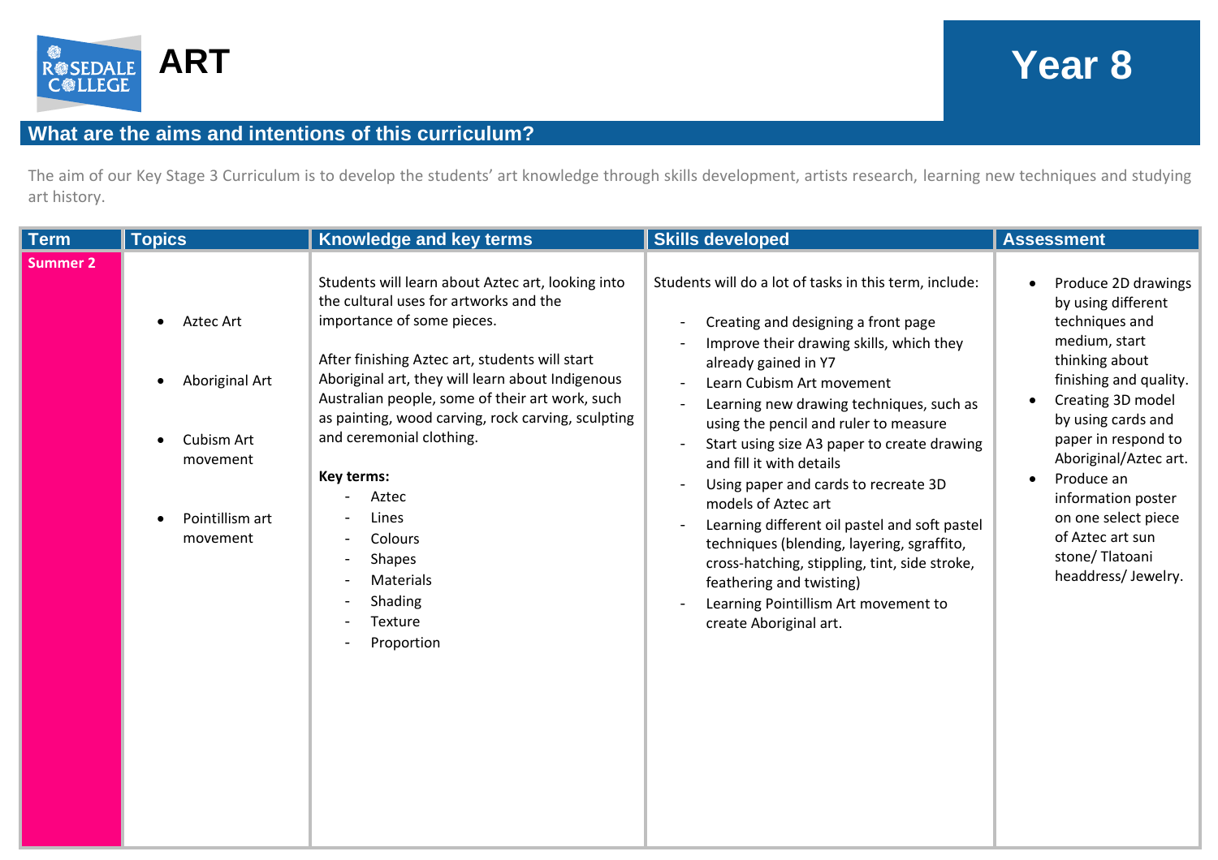# ART

# Year 8

## What are the aims and intentions of this curriculum?

The aim of our Key Stage 3 Curriculum is to develop the students' art knowledge through skills development, artists research, learning new techniques and studying art history.

| Term | Topics | Knowledge and key terms | Skills developed | Assessment |
|---|---|---|---|---|
| **Summer 2** | • Aztec Art<br><br>• Aboriginal Art<br><br>• Cubism Art movement<br><br>• Pointillism art movement | Students will learn about Aztec art, looking into the cultural uses for artworks and the importance of some pieces.<br><br>After finishing Aztec art, students will start Aboriginal art, they will learn about Indigenous Australian people, some of their art work, such as painting, wood carving, rock carving, sculpting and ceremonial clothing.<br><br>**Key terms:**<br>- Aztec<br>- Lines<br>- Colours<br>- Shapes<br>- Materials<br>- Shading<br>- Texture<br>- Proportion | Students will do a lot of tasks in this term, include:<br><br>- Creating and designing a front page<br>- Improve their drawing skills, which they already gained in Y7<br>- Learn Cubism Art movement<br>- Learning new drawing techniques, such as using the pencil and ruler to measure<br>- Start using size A3 paper to create drawing and fill it with details<br>- Using paper and cards to recreate 3D models of Aztec art<br>- Learning different oil pastel and soft pastel techniques (blending, layering, sgraffito, cross-hatching, stippling, tint, side stroke, feathering and twisting)<br>- Learning Pointillism Art movement to create Aboriginal art. | • Produce 2D drawings by using different techniques and medium, start thinking about finishing and quality.<br>• Creating 3D model by using cards and paper in respond to Aboriginal/Aztec art.<br>• Produce an information poster on one select piece of Aztec art sun stone/ Tlatoani headdress/ Jewelry. |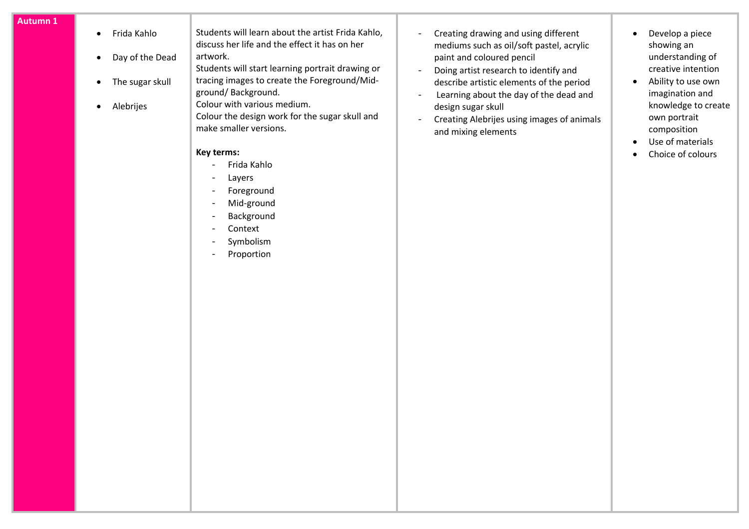| Autumn 1 | <ul><li>Frida Kahlo</li><li>Day of the Dead</li><li>The sugar skull</li><li>Alebrijes</li></ul> | Students will learn about the artist Frida Kahlo, discuss her life and the effect it has on her artwork.<br>Students will start learning portrait drawing or tracing images to create the Foreground/Mid-ground/ Background.<br>Colour with various medium.<br>Colour the design work for the sugar skull and make smaller versions.<br><br>**Key terms:**<br>- Frida Kahlo<br>- Layers<br>- Foreground<br>- Mid-ground<br>- Background<br>- Context<br>- Symbolism<br>- Proportion | - Creating drawing and using different mediums such as oil/soft pastel, acrylic paint and coloured pencil<br>- Doing artist research to identify and describe artistic elements of the period<br>- Learning about the day of the dead and design sugar skull<br>- Creating Alebrijes using images of animals and mixing elements | <ul><li>Develop a piece showing an understanding of creative intention</li><li>Ability to use own imagination and knowledge to create own portrait composition</li><li>Use of materials</li><li>Choice of colours</li></ul> |
|---|---|---|---|---|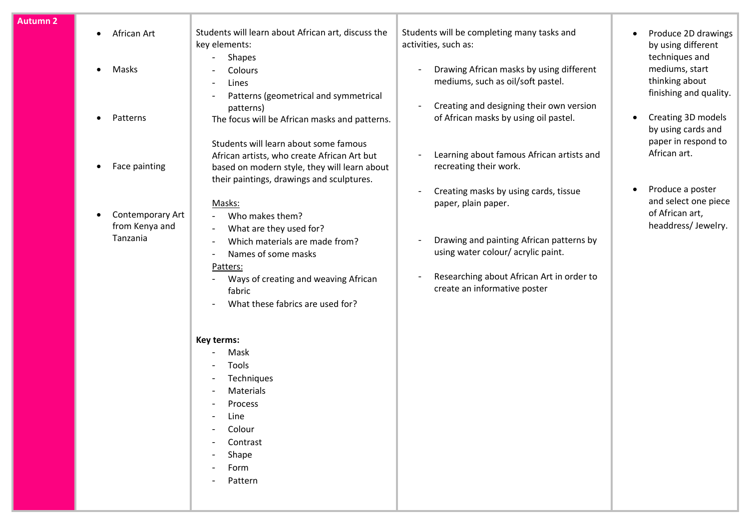| Autumn 2 | | | | |
|---|---|---|---|---|
| | • African Art<br><br>• Masks<br><br>• Patterns<br><br>• Face painting<br><br>• Contemporary Art from Kenya and Tanzania | Students will learn about African art, discuss the key elements:<br>- Shapes<br>- Colours<br>- Lines<br>- Patterns (geometrical and symmetrical patterns)<br>The focus will be African masks and patterns.<br><br>Students will learn about some famous African artists, who create African Art but based on modern style, they will learn about their paintings, drawings and sculptures.<br><br><u>Masks:</u><br>- Who makes them?<br>- What are they used for?<br>- Which materials are made from?<br>- Names of some masks<br><u>Patters:</u><br>- Ways of creating and weaving African fabric<br>- What these fabrics are used for?<br><br>**Key terms:**<br>- Mask<br>- Tools<br>- Techniques<br>- Materials<br>- Process<br>- Line<br>- Colour<br>- Contrast<br>- Shape<br>- Form<br>- Pattern | Students will be completing many tasks and activities, such as:<br><br>- Drawing African masks by using different mediums, such as oil/soft pastel.<br>- Creating and designing their own version of African masks by using oil pastel.<br>- Learning about famous African artists and recreating their work.<br>- Creating masks by using cards, tissue paper, plain paper.<br>- Drawing and painting African patterns by using water colour/ acrylic paint.<br>- Researching about African Art in order to create an informative poster | • Produce 2D drawings by using different techniques and mediums, start thinking about finishing and quality.<br><br>• Creating 3D models by using cards and paper in respond to African art.<br><br>• Produce a poster and select one piece of African art, headdress/ Jewelry. |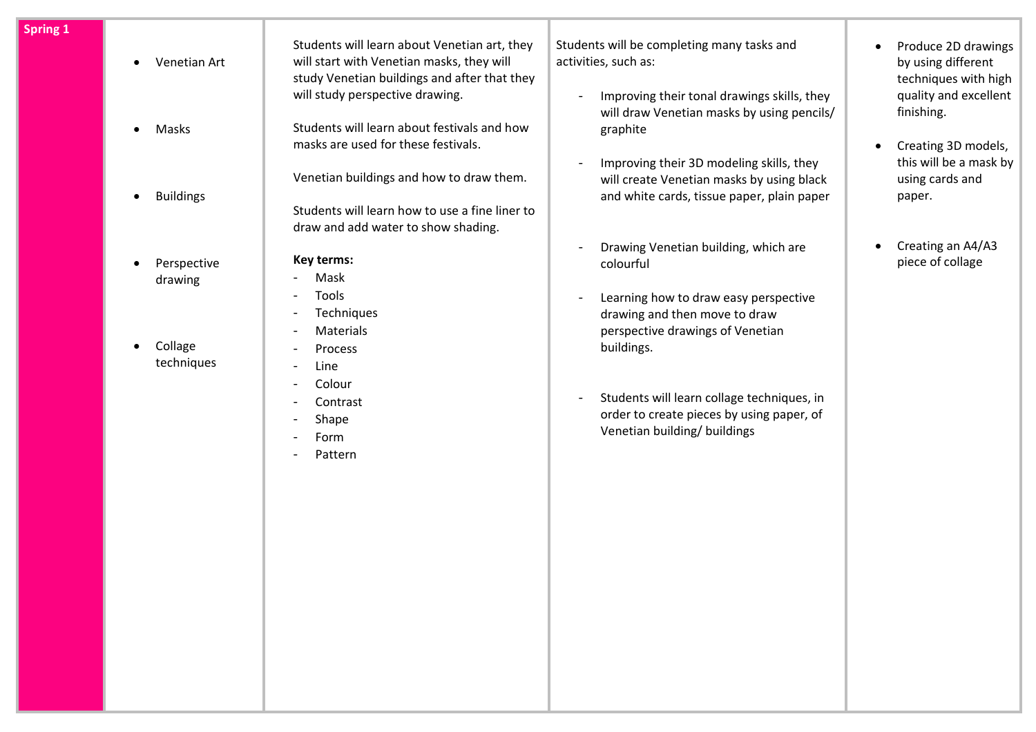| Spring 1 | <ul><li>Venetian Art</li><li>Masks</li><li>Buildings</li><li>Perspective drawing</li><li>Collage techniques</li></ul> | Students will learn about Venetian art, they will start with Venetian masks, they will study Venetian buildings and after that they will study perspective drawing.<br><br>Students will learn about festivals and how masks are used for these festivals.<br><br>Venetian buildings and how to draw them.<br><br>Students will learn how to use a fine liner to draw and add water to show shading.<br><br>**Key terms:**<br>- Mask<br>- Tools<br>- Techniques<br>- Materials<br>- Process<br>- Line<br>- Colour<br>- Contrast<br>- Shape<br>- Form<br>- Pattern | Students will be completing many tasks and activities, such as:<br><br>- Improving their tonal drawings skills, they will draw Venetian masks by using pencils/ graphite<br><br>- Improving their 3D modeling skills, they will create Venetian masks by using black and white cards, tissue paper, plain paper<br><br>- Drawing Venetian building, which are colourful<br><br>- Learning how to draw easy perspective drawing and then move to draw perspective drawings of Venetian buildings.<br><br>- Students will learn collage techniques, in order to create pieces by using paper, of Venetian building/ buildings | <ul><li>Produce 2D drawings by using different techniques with high quality and excellent finishing.</li><li>Creating 3D models, this will be a mask by using cards and paper.</li><li>Creating an A4/A3 piece of collage</li></ul> |
|---|---|---|---|---|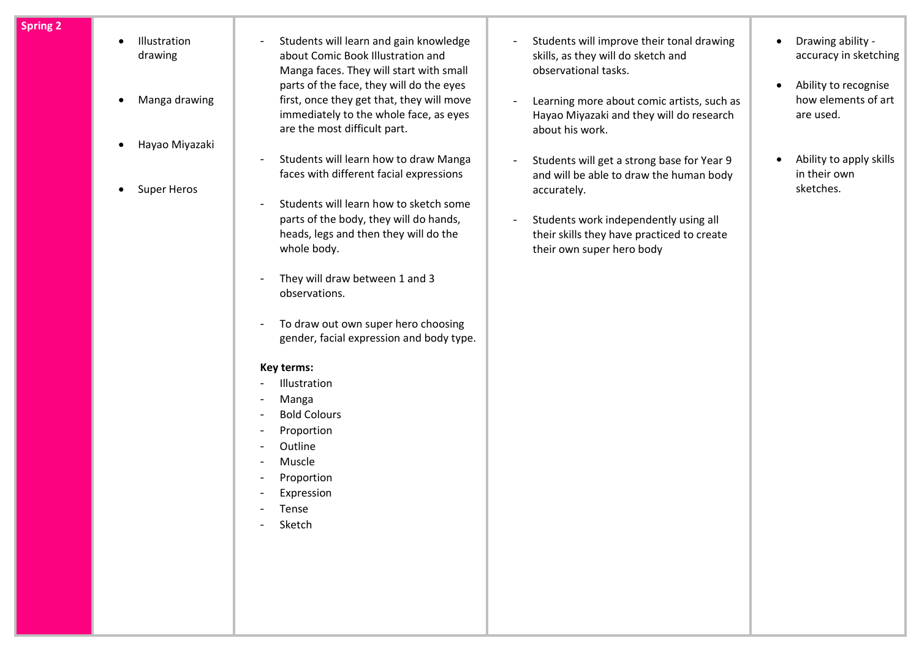| Spring 2 | <ul><li>Illustration drawing</li><li>Manga drawing</li><li>Hayao Miyazaki</li><li>Super Heros</li></ul> | - Students will learn and gain knowledge about Comic Book Illustration and Manga faces. They will start with small parts of the face, they will do the eyes first, once they get that, they will move immediately to the whole face, as eyes are the most difficult part.<br><br>- Students will learn how to draw Manga faces with different facial expressions<br><br>- Students will learn how to sketch some parts of the body, they will do hands, heads, legs and then they will do the whole body.<br><br>- They will draw between 1 and 3 observations.<br><br>- To draw out own super hero choosing gender, facial expression and body type.<br><br>**Key terms:**<br>- Illustration<br>- Manga<br>- Bold Colours<br>- Proportion<br>- Outline<br>- Muscle<br>- Proportion<br>- Expression<br>- Tense<br>- Sketch | - Students will improve their tonal drawing skills, as they will do sketch and observational tasks.<br><br>- Learning more about comic artists, such as Hayao Miyazaki and they will do research about his work.<br><br>- Students will get a strong base for Year 9 and will be able to draw the human body accurately.<br><br>- Students work independently using all their skills they have practiced to create their own super hero body | <ul><li>Drawing ability - accuracy in sketching</li><li>Ability to recognise how elements of art are used.</li><li>Ability to apply skills in their own sketches.</li></ul> |
|---|---|---|---|---|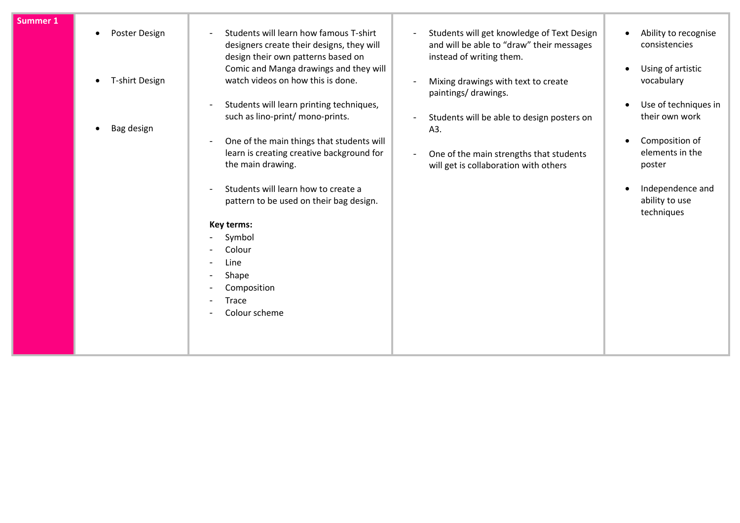| | | | | |
|---|---|---|---|---|
| **Summer 1** | • Poster Design<br><br>• T-shirt Design<br><br>• Bag design | - Students will learn how famous T-shirt designers create their designs, they will design their own patterns based on Comic and Manga drawings and they will watch videos on how this is done.<br><br>- Students will learn printing techniques, such as lino-print/ mono-prints.<br><br>- One of the main things that students will learn is creating creative background for the main drawing.<br><br>- Students will learn how to create a pattern to be used on their bag design.<br><br>**Key terms:**<br>- Symbol<br>- Colour<br>- Line<br>- Shape<br>- Composition<br>- Trace<br>- Colour scheme | - Students will get knowledge of Text Design and will be able to "draw" their messages instead of writing them.<br><br>- Mixing drawings with text to create paintings/ drawings.<br><br>- Students will be able to design posters on A3.<br><br>- One of the main strengths that students will get is collaboration with others | • Ability to recognise consistencies<br><br>• Using of artistic vocabulary<br><br>• Use of techniques in their own work<br><br>• Composition of elements in the poster<br><br>• Independence and ability to use techniques |